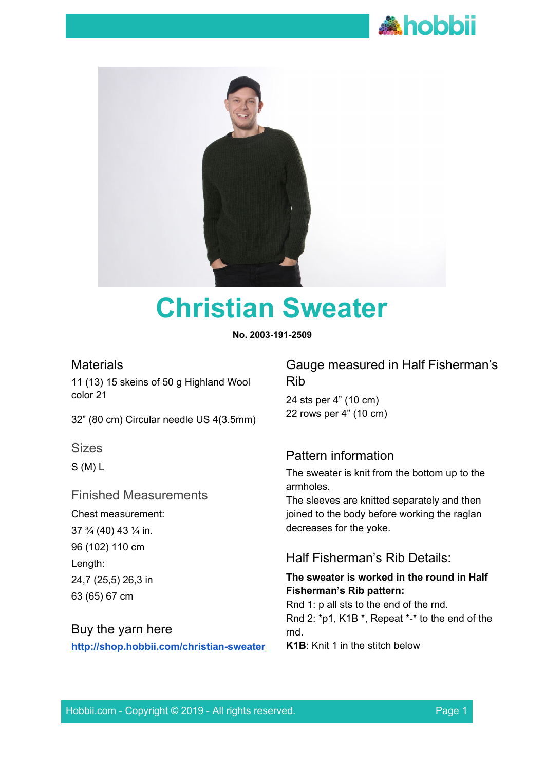# Christian Sweater

**No. 2003-191-2509**

## Materials

11 (13) 15 skeins of 50 g Highland Wool color 21

32" (80 cm) Circular needle US 4(3.5mm)

## Sizes

S (M) L

## Finished Measurements

Chest measurement:

37 ¾ (40) 43 ¼ in.

96 (102) 110 cm

Length:

24,7 (25,5) 26,3 in

63 (65) 67 cm

## Buy the yarn here

[http://shop.hobbii.com/christian-sweater](http://shop.hobbii.com/christian-sweater)

## Gauge measured in Half Fisherman's Rib

24 sts per 4" (10 cm)

22 rows per 4" (10 cm)

## Pattern information

The sweater is knit from the bottom up to the armholes.

The sleeves are knitted separately and then joined to the body before working the raglan decreases for the yoke.

## Half Fisherman's Rib Details:

**The sweater is worked in the round in Half Fisherman's Rib pattern:**

Rnd 1: p all sts to the end of the rnd.

Rnd 2: *p1, K1B *, Repeat *-* to the end of the rnd.

**K1B**: Knit 1 in the stitch below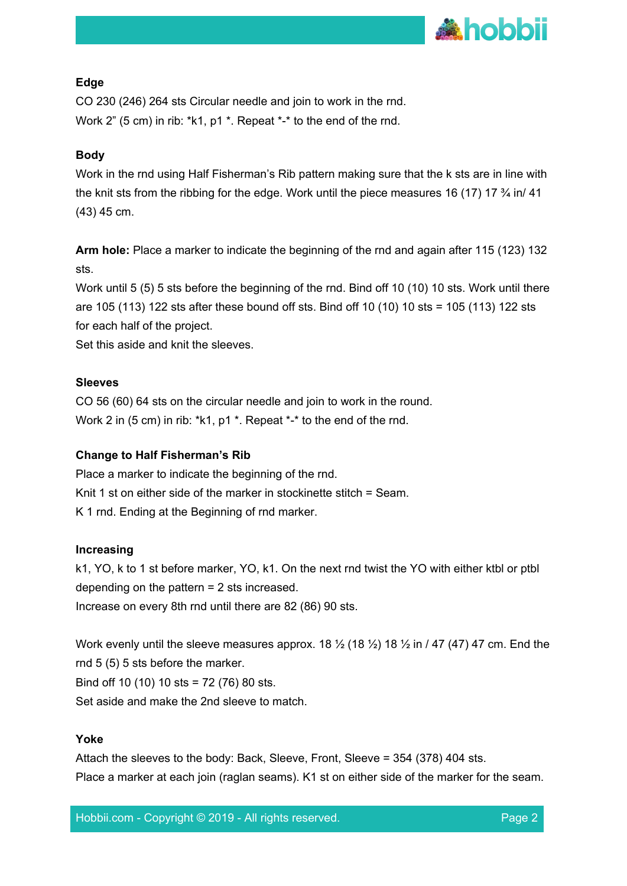**Edge**

CO 230 (246) 264 sts Circular needle and join to work in the rnd.

Work 2" (5 cm) in rib: *k1, p1 *. Repeat *-* to the end of the rnd.

**Body**

Work in the rnd using Half Fisherman's Rib pattern making sure that the k sts are in line with the knit sts from the ribbing for the edge. Work until the piece measures 16 (17) 17 ¾ in/ 41 (43) 45 cm.

**Arm hole:** Place a marker to indicate the beginning of the rnd and again after 115 (123) 132 sts.

Work until 5 (5) 5 sts before the beginning of the rnd. Bind off 10 (10) 10 sts. Work until there are 105 (113) 122 sts after these bound off sts. Bind off 10 (10) 10 sts = 105 (113) 122 sts for each half of the project.

Set this aside and knit the sleeves.

**Sleeves**

CO 56 (60) 64 sts on the circular needle and join to work in the round.

Work 2 in (5 cm) in rib: *k1, p1 *. Repeat *-* to the end of the rnd.

**Change to Half Fisherman's Rib**

Place a marker to indicate the beginning of the rnd.

Knit 1 st on either side of the marker in stockinette stitch = Seam.

K 1 rnd. Ending at the Beginning of rnd marker.

**Increasing**

k1, YO, k to 1 st before marker, YO, k1. On the next rnd twist the YO with either ktbl or ptbl depending on the pattern = 2 sts increased.

Increase on every 8th rnd until there are 82 (86) 90 sts.

Work evenly until the sleeve measures approx. 18 ½ (18 ½) 18 ½ in / 47 (47) 47 cm. End the rnd 5 (5) 5 sts before the marker.

Bind off 10 (10) 10 sts = 72 (76) 80 sts.

Set aside and make the 2nd sleeve to match.

**Yoke**

Attach the sleeves to the body: Back, Sleeve, Front, Sleeve = 354 (378) 404 sts.

Place a marker at each join (raglan seams). K1 st on either side of the marker for the seam.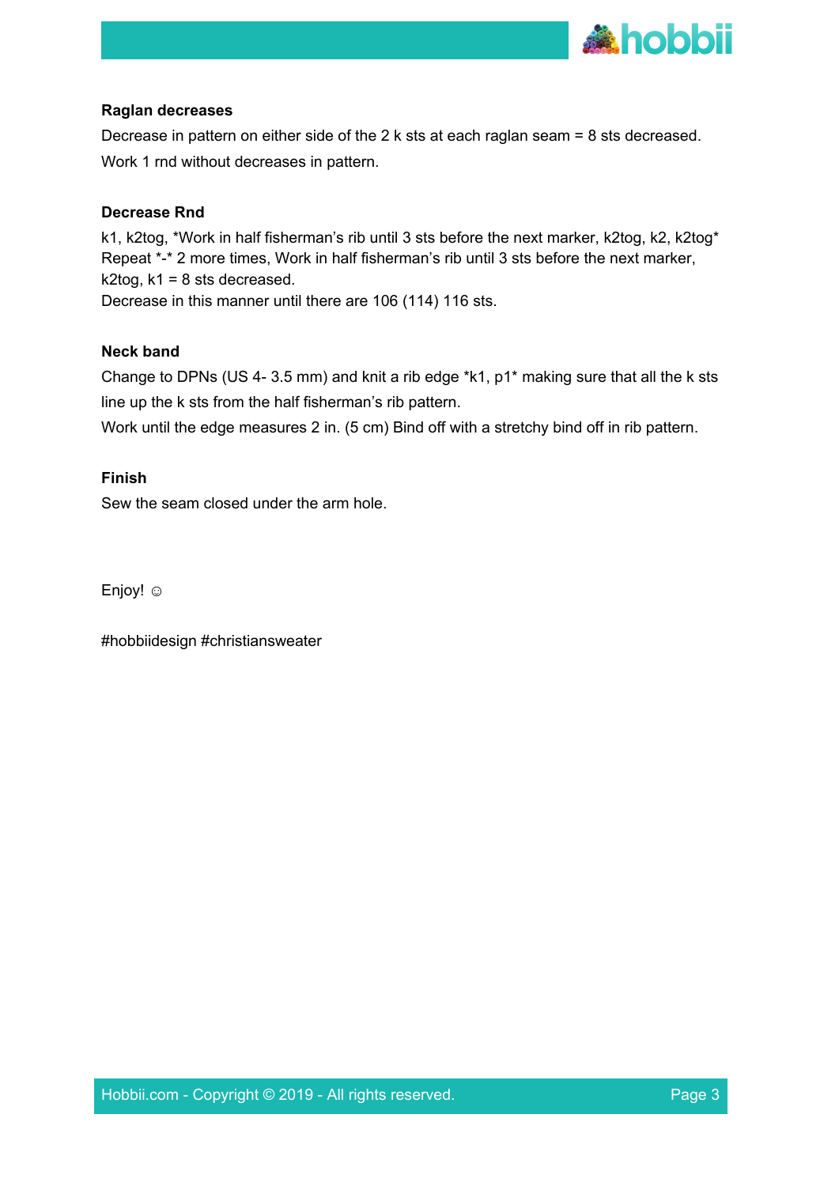**Raglan decreases**

Decrease in pattern on either side of the 2 k sts at each raglan seam = 8 sts decreased.

Work 1 rnd without decreases in pattern.

**Decrease Rnd**

k1, k2tog, *Work in half fisherman's rib until 3 sts before the next marker, k2tog, k2, k2tog* Repeat *-* 2 more times, Work in half fisherman's rib until 3 sts before the next marker, k2tog, k1 = 8 sts decreased.
Decrease in this manner until there are 106 (114) 116 sts.

**Neck band**

Change to DPNs (US 4- 3.5 mm) and knit a rib edge *k1, p1* making sure that all the k sts line up the k sts from the half fisherman's rib pattern.

Work until the edge measures 2 in. (5 cm) Bind off with a stretchy bind off in rib pattern.

**Finish**

Sew the seam closed under the arm hole.

Enjoy! ☺

#hobbiidesign #christiansweater